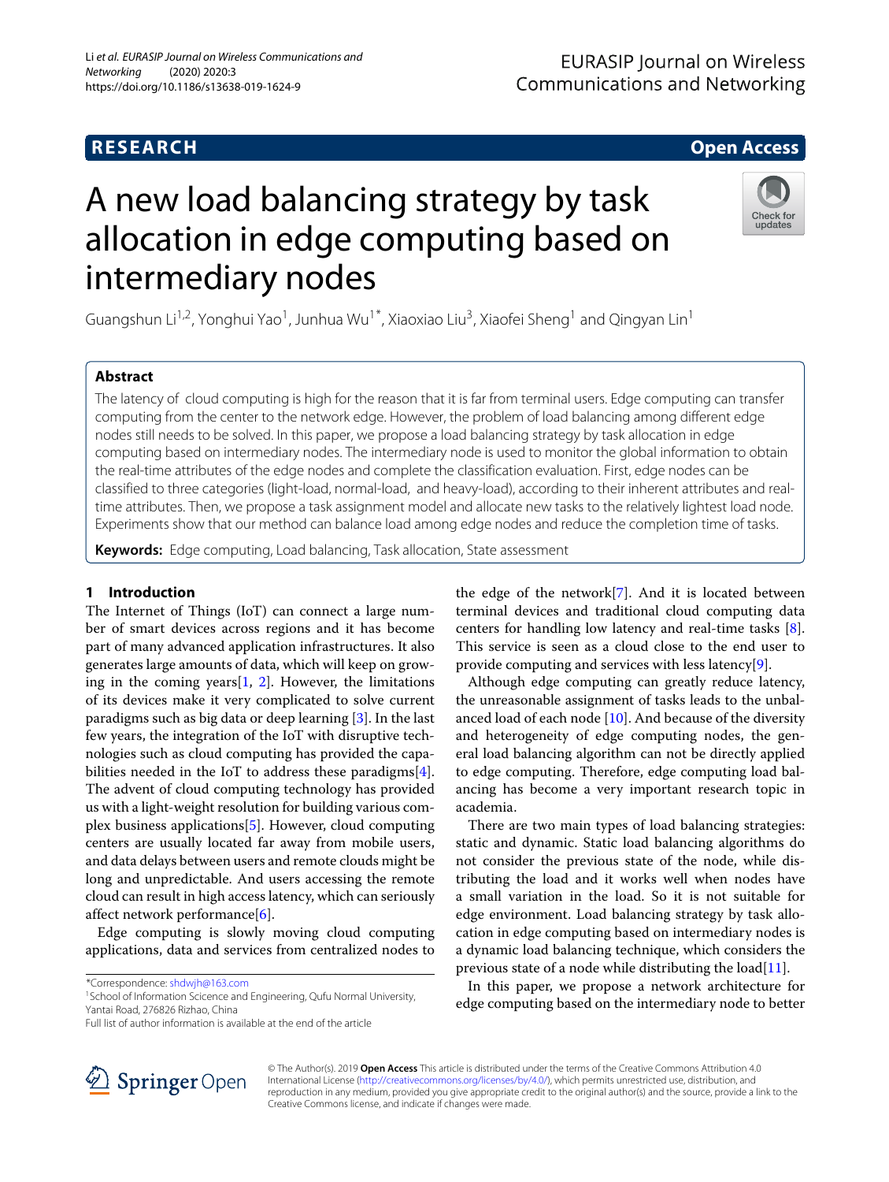RESEARCH | Open Access

# A new load balancing strategy by task allocation in edge computing based on intermediary nodes

Guangshun Li[1,2], Yonghui Yao[1], Junhua Wu[1*], Xiaoxiao Liu[3], Xiaofei Sheng[1] and Qingyan Lin[1]

## Abstract

The latency of cloud computing is high for the reason that it is far from terminal users. Edge computing can transfer computing from the center to the network edge. However, the problem of load balancing among different edge nodes still needs to be solved. In this paper, we propose a load balancing strategy by task allocation in edge computing based on intermediary nodes. The intermediary node is used to monitor the global information to obtain the real-time attributes of the edge nodes and complete the classification evaluation. First, edge nodes can be classified to three categories (light-load, normal-load, and heavy-load), according to their inherent attributes and real-time attributes. Then, we propose a task assignment model and allocate new tasks to the relatively lightest load node. Experiments show that our method can balance load among edge nodes and reduce the completion time of tasks.

**Keywords:** Edge computing, Load balancing, Task allocation, State assessment

## 1 Introduction

The Internet of Things (IoT) can connect a large number of smart devices across regions and it has become part of many advanced application infrastructures. It also generates large amounts of data, which will keep on growing in the coming years[1, 2]. However, the limitations of its devices make it very complicated to solve current paradigms such as big data or deep learning [3]. In the last few years, the integration of the IoT with disruptive technologies such as cloud computing has provided the capabilities needed in the IoT to address these paradigms[4]. The advent of cloud computing technology has provided us with a light-weight resolution for building various complex business applications[5]. However, cloud computing centers are usually located far away from mobile users, and data delays between users and remote clouds might be long and unpredictable. And users accessing the remote cloud can result in high access latency, which can seriously affect network performance[6].

Edge computing is slowly moving cloud computing applications, data and services from centralized nodes to the edge of the network[7]. And it is located between terminal devices and traditional cloud computing data centers for handling low latency and real-time tasks [8]. This service is seen as a cloud close to the end user to provide computing and services with less latency[9].

Although edge computing can greatly reduce latency, the unreasonable assignment of tasks leads to the unbalanced load of each node [10]. And because of the diversity and heterogeneity of edge computing nodes, the general load balancing algorithm can not be directly applied to edge computing. Therefore, edge computing load balancing has become a very important research topic in academia.

There are two main types of load balancing strategies: static and dynamic. Static load balancing algorithms do not consider the previous state of the node, while distributing the load and it works well when nodes have a small variation in the load. So it is not suitable for edge environment. Load balancing strategy by task allocation in edge computing based on intermediary nodes is a dynamic load balancing technique, which considers the previous state of a node while distributing the load[11].

In this paper, we propose a network architecture for edge computing based on the intermediary node to better

*Correspondence: shdwjh@163.com
[1]School of Information Scicence and Engineering, Qufu Normal University, Yantai Road, 276826 Rizhao, China
Full list of author information is available at the end of the article

© The Author(s). 2019 **Open Access** This article is distributed under the terms of the Creative Commons Attribution 4.0 International License (http://creativecommons.org/licenses/by/4.0/), which permits unrestricted use, distribution, and reproduction in any medium, provided you give appropriate credit to the original author(s) and the source, provide a link to the Creative Commons license, and indicate if changes were made.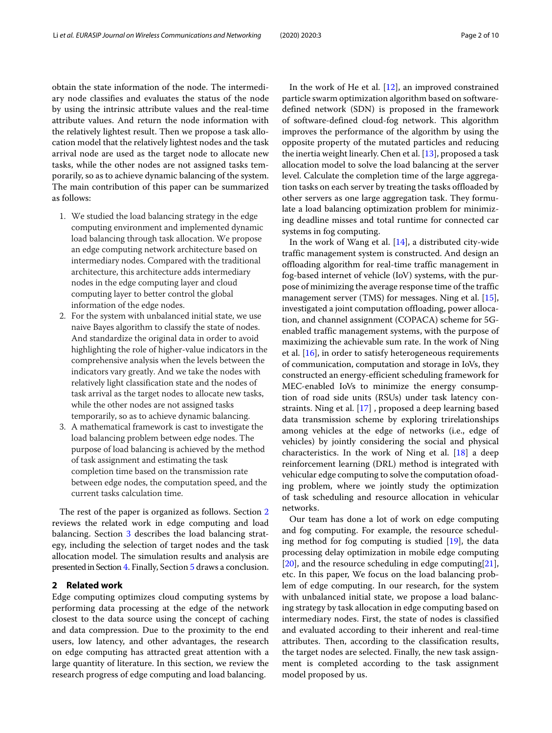obtain the state information of the node. The intermediary node classifies and evaluates the status of the node by using the intrinsic attribute values and the real-time attribute values. And return the node information with the relatively lightest result. Then we propose a task allocation model that the relatively lightest nodes and the task arrival node are used as the target node to allocate new tasks, while the other nodes are not assigned tasks temporarily, so as to achieve dynamic balancing of the system. The main contribution of this paper can be summarized as follows:

1. We studied the load balancing strategy in the edge computing environment and implemented dynamic load balancing through task allocation. We propose an edge computing network architecture based on intermediary nodes. Compared with the traditional architecture, this architecture adds intermediary nodes in the edge computing layer and cloud computing layer to better control the global information of the edge nodes.
2. For the system with unbalanced initial state, we use naive Bayes algorithm to classify the state of nodes. And standardize the original data in order to avoid highlighting the role of higher-value indicators in the comprehensive analysis when the levels between the indicators vary greatly. And we take the nodes with relatively light classification state and the nodes of task arrival as the target nodes to allocate new tasks, while the other nodes are not assigned tasks temporarily, so as to achieve dynamic balancing.
3. A mathematical framework is cast to investigate the load balancing problem between edge nodes. The purpose of load balancing is achieved by the method of task assignment and estimating the task completion time based on the transmission rate between edge nodes, the computation speed, and the current tasks calculation time.

The rest of the paper is organized as follows. Section 2 reviews the related work in edge computing and load balancing. Section 3 describes the load balancing strategy, including the selection of target nodes and the task allocation model. The simulation results and analysis are presented in Section 4. Finally, Section 5 draws a conclusion.

## 2 Related work

Edge computing optimizes cloud computing systems by performing data processing at the edge of the network closest to the data source using the concept of caching and data compression. Due to the proximity to the end users, low latency, and other advantages, the research on edge computing has attracted great attention with a large quantity of literature. In this section, we review the research progress of edge computing and load balancing.

In the work of He et al. [12], an improved constrained particle swarm optimization algorithm based on software-defined network (SDN) is proposed in the framework of software-defined cloud-fog network. This algorithm improves the performance of the algorithm by using the opposite property of the mutated particles and reducing the inertia weight linearly. Chen et al. [13], proposed a task allocation model to solve the load balancing at the server level. Calculate the completion time of the large aggregation tasks on each server by treating the tasks offloaded by other servers as one large aggregation task. They formulate a load balancing optimization problem for minimizing deadline misses and total runtime for connected car systems in fog computing.

In the work of Wang et al. [14], a distributed city-wide traffic management system is constructed. And design an offloading algorithm for real-time traffic management in fog-based internet of vehicle (IoV) systems, with the purpose of minimizing the average response time of the traffic management server (TMS) for messages. Ning et al. [15], investigated a joint computation offloading, power allocation, and channel assignment (COPACA) scheme for 5G-enabled traffic management systems, with the purpose of maximizing the achievable sum rate. In the work of Ning et al. [16], in order to satisfy heterogeneous requirements of communication, computation and storage in IoVs, they constructed an energy-efficient scheduling framework for MEC-enabled IoVs to minimize the energy consumption of road side units (RSUs) under task latency constraints. Ning et al. [17] , proposed a deep learning based data transmission scheme by exploring trirelationships among vehicles at the edge of networks (i.e., edge of vehicles) by jointly considering the social and physical characteristics. In the work of Ning et al. [18] a deep reinforcement learning (DRL) method is integrated with vehicular edge computing to solve the computation ofoading problem, where we jointly study the optimization of task scheduling and resource allocation in vehicular networks.

Our team has done a lot of work on edge computing and fog computing. For example, the resource scheduling method for fog computing is studied [19], the data processing delay optimization in mobile edge computing [20], and the resource scheduling in edge computing[21], etc. In this paper, We focus on the load balancing problem of edge computing. In our research, for the system with unbalanced initial state, we propose a load balancing strategy by task allocation in edge computing based on intermediary nodes. First, the state of nodes is classified and evaluated according to their inherent and real-time attributes. Then, according to the classification results, the target nodes are selected. Finally, the new task assignment is completed according to the task assignment model proposed by us.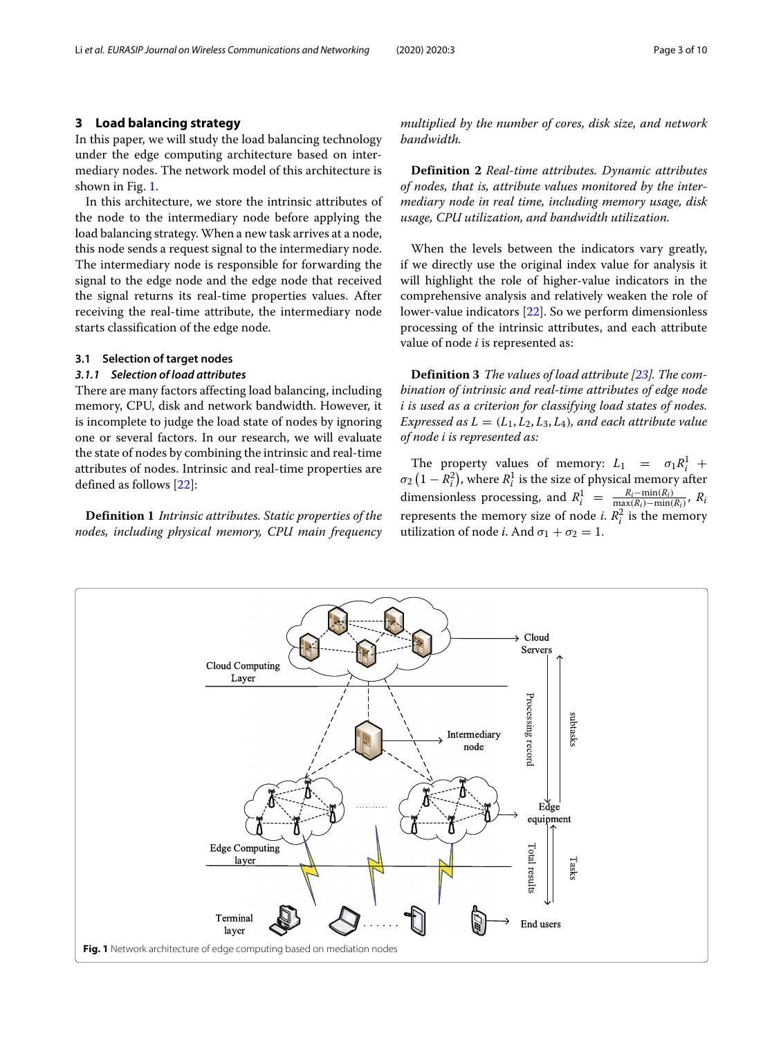## 3 Load balancing strategy

In this paper, we will study the load balancing technology under the edge computing architecture based on intermediary nodes. The network model of this architecture is shown in Fig. 1.

In this architecture, we store the intrinsic attributes of the node to the intermediary node before applying the load balancing strategy. When a new task arrives at a node, this node sends a request signal to the intermediary node. The intermediary node is responsible for forwarding the signal to the edge node and the edge node that received the signal returns its real-time properties values. After receiving the real-time attribute, the intermediary node starts classification of the edge node.

### 3.1 Selection of target nodes

#### *3.1.1 Selection of load attributes*

There are many factors affecting load balancing, including memory, CPU, disk and network bandwidth. However, it is incomplete to judge the load state of nodes by ignoring one or several factors. In our research, we will evaluate the state of nodes by combining the intrinsic and real-time attributes of nodes. Intrinsic and real-time properties are defined as follows [22]:

**Definition 1** *Intrinsic attributes. Static properties of the nodes, including physical memory, CPU main frequency multiplied by the number of cores, disk size, and network bandwidth.*

**Definition 2** *Real-time attributes. Dynamic attributes of nodes, that is, attribute values monitored by the intermediary node in real time, including memory usage, disk usage, CPU utilization, and bandwidth utilization.*

When the levels between the indicators vary greatly, if we directly use the original index value for analysis it will highlight the role of higher-value indicators in the comprehensive analysis and relatively weaken the role of lower-value indicators [22]. So we perform dimensionless processing of the intrinsic attributes, and each attribute value of node $i$ is represented as:

**Definition 3** *The values of load attribute [23]. The combination of intrinsic and real-time attributes of edge node i is used as a criterion for classifying load states of nodes. Expressed as* $L = (L_1, L_2, L_3, L_4)$*, and each attribute value of node i is represented as:*

The property values of memory: $L_1 = \sigma_1 R_i^1 + \sigma_2 \left(1 - R_i^2\right)$, where $R_i^1$ is the size of physical memory after dimensionless processing, and $R_i^1 = \frac{R_i - \min(R_i)}{\max(R_i) - \min(R_i)}$, $R_i$ represents the memory size of node $i$. $R_i^2$ is the memory utilization of node $i$. And $\sigma_1 + \sigma_2 = 1$.

**Fig. 1** Network architecture of edge computing based on mediation nodes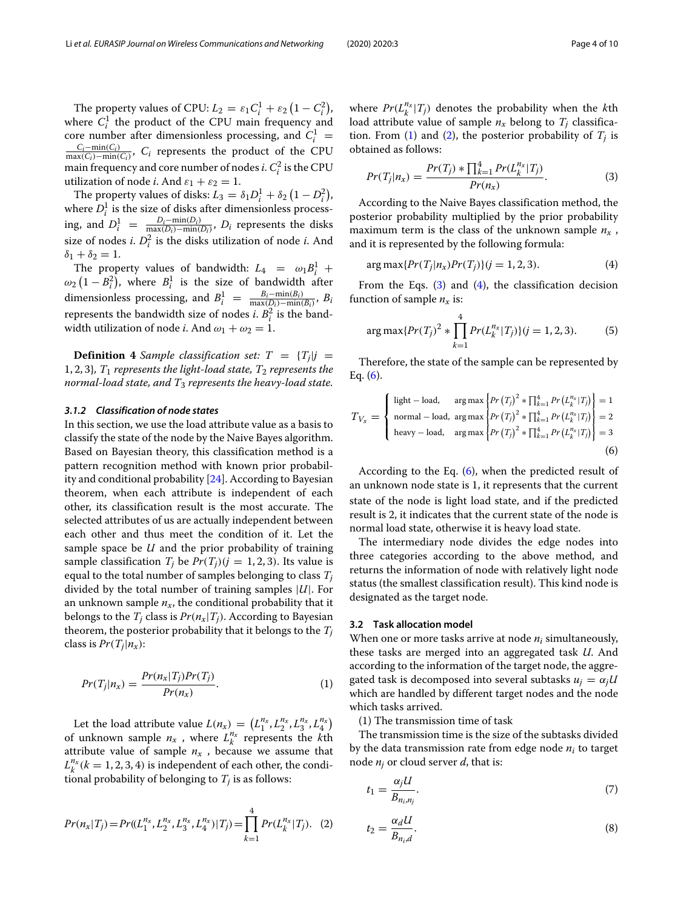The property values of CPU: $L_2 = \varepsilon_1 C_i^1 + \varepsilon_2 \left(1 - C_i^2\right)$, where $C_i^1$ the product of the CPU main frequency and core number after dimensionless processing, and $C_i^1 = \frac{C_i - \min(C_i)}{\max(C_i) - \min(C_i)}$, $C_i$ represents the product of the CPU main frequency and core number of nodes $i$. $C_i^2$ is the CPU utilization of node $i$. And $\varepsilon_1 + \varepsilon_2 = 1$.

The property values of disks: $L_3 = \delta_1 D_i^1 + \delta_2 \left(1 - D_i^2\right)$, where $D_i^1$ is the size of disks after dimensionless processing, and $D_i^1 = \frac{D_i - \min(D_i)}{\max(D_i) - \min(D_i)}$, $D_i$ represents the disks size of nodes $i$. $D_i^2$ is the disks utilization of node $i$. And $\delta_1 + \delta_2 = 1$.

The property values of bandwidth: $L_4 = \omega_1 B_i^1 + \omega_2 \left(1 - B_i^2\right)$, where $B_i^1$ is the size of bandwidth after dimensionless processing, and $B_i^1 = \frac{B_i - \min(B_i)}{\max(D_i) - \min(B_i)}$, $B_i$ represents the bandwidth size of nodes $i$. $B_i^2$ is the bandwidth utilization of node $i$. And $\omega_1 + \omega_2 = 1$.

**Definition 4** *Sample classification set: $T = \{T_j | j = 1, 2, 3\}$, $T_1$ represents the light-load state, $T_2$ represents the normal-load state, and $T_3$ represents the heavy-load state.*

#### 3.1.2 Classification of node states

In this section, we use the load attribute value as a basis to classify the state of the node by the Naive Bayes algorithm. Based on Bayesian theory, this classification method is a pattern recognition method with known prior probability and conditional probability [24]. According to Bayesian theorem, when each attribute is independent of each other, its classification result is the most accurate. The selected attributes of us are actually independent between each other and thus meet the condition of it. Let the sample space be $U$ and the prior probability of training sample classification $T_j$ be $Pr(T_j)(j = 1, 2, 3)$. Its value is equal to the total number of samples belonging to class $T_j$ divided by the total number of training samples $|U|$. For an unknown sample $n_x$, the conditional probability that it belongs to the $T_j$ class is $Pr(n_x|T_j)$. According to Bayesian theorem, the posterior probability that it belongs to the $T_j$ class is $Pr(T_j|n_x)$:

$$Pr(T_j|n_x) = \frac{Pr(n_x|T_j)Pr(T_j)}{Pr(n_x)}. \tag{1}$$

Let the load attribute value $L(n_x) = \left(L_1^{n_x}, L_2^{n_x}, L_3^{n_x}, L_4^{n_x}\right)$ of unknown sample $n_x$, where $L_k^{n_x}$ represents the $k$th attribute value of sample $n_x$, because we assume that $L_k^{n_x}(k = 1, 2, 3, 4)$ is independent of each other, the conditional probability of belonging to $T_j$ is as follows:

$$Pr(n_x|T_j) = Pr((L_1^{n_x}, L_2^{n_x}, L_3^{n_x}, L_4^{n_x})|T_j) = \prod_{k=1}^{4} Pr(L_k^{n_x}|T_j). \tag{2}$$

where $Pr(L_k^{n_x}|T_j)$ denotes the probability when the $k$th load attribute value of sample $n_x$ belong to $T_j$ classification. From (1) and (2), the posterior probability of $T_j$ is obtained as follows:

$$Pr(T_j|n_x) = \frac{Pr(T_j) * \prod_{k=1}^{4} Pr(L_k^{n_x}|T_j)}{Pr(n_x)}. \tag{3}$$

According to the Naive Bayes classification method, the posterior probability multiplied by the prior probability maximum term is the class of the unknown sample $n_x$, and it is represented by the following formula:

$$\arg\max\{Pr(T_j|n_x)Pr(T_j)\}(j = 1, 2, 3). \tag{4}$$

From the Eqs. (3) and (4), the classification decision function of sample $n_x$ is:

$$\arg\max\{Pr(T_j)^2 * \prod_{k=1}^{4} Pr(L_k^{n_x}|T_j)\}(j = 1, 2, 3). \tag{5}$$

Therefore, the state of the sample can be represented by Eq. (6).

$$T_{V_x} = \begin{cases} \text{light} - \text{load}, & \arg\max\left\{Pr\left(T_j\right)^2 * \prod_{k=1}^{4} Pr\left(L_k^{n_x}|T_j\right)\right\} = 1 \\ \text{normal} - \text{load}, & \arg\max\left\{Pr\left(T_j\right)^2 * \prod_{k=1}^{4} Pr\left(L_k^{n_x}|T_j\right)\right\} = 2 \\ \text{heavy} - \text{load}, & \arg\max\left\{Pr\left(T_j\right)^2 * \prod_{k=1}^{4} Pr\left(L_k^{n_x}|T_j\right)\right\} = 3 \end{cases} \tag{6}$$

According to the Eq. (6), when the predicted result of an unknown node state is 1, it represents that the current state of the node is light load state, and if the predicted result is 2, it indicates that the current state of the node is normal load state, otherwise it is heavy load state.

The intermediary node divides the edge nodes into three categories according to the above method, and returns the information of node with relatively light node status (the smallest classification result). This kind node is designated as the target node.

### 3.2 Task allocation model

When one or more tasks arrive at node $n_i$ simultaneously, these tasks are merged into an aggregated task $U$. And according to the information of the target node, the aggregated task is decomposed into several subtasks $u_j = \alpha_j U$ which are handled by different target nodes and the node which tasks arrived.

(1) The transmission time of task

The transmission time is the size of the subtasks divided by the data transmission rate from edge node $n_i$ to target node $n_j$ or cloud server $d$, that is:

$$t_1 = \frac{\alpha_j U}{B_{n_i, n_j}}. \tag{7}$$

$$t_2 = \frac{\alpha_d U}{B_{n_i, d}}. \tag{8}$$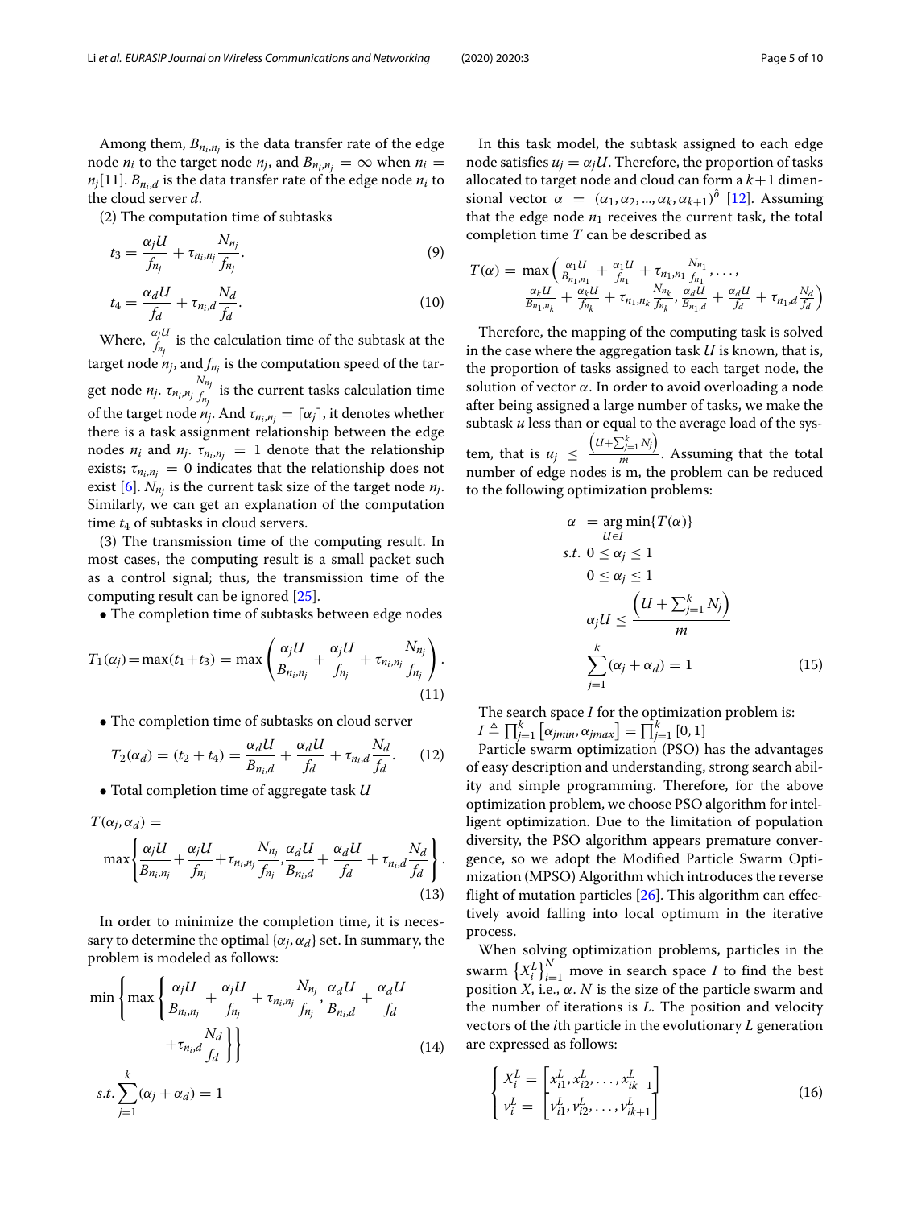Among them, $B_{n_i,n_j}$ is the data transfer rate of the edge node $n_i$ to the target node $n_j$, and $B_{n_i,n_j} = \infty$ when $n_i = n_j$[11]. $B_{n_i,d}$ is the data transfer rate of the edge node $n_i$ to the cloud server $d$.

(2) The computation time of subtasks

$$t_3 = \frac{\alpha_j U}{f_{n_j}} + \tau_{n_i,n_j} \frac{N_{n_j}}{f_{n_j}}. \tag{9}$$

$$t_4 = \frac{\alpha_d U}{f_d} + \tau_{n_i,d} \frac{N_d}{f_d}. \tag{10}$$

Where, $\frac{\alpha_j U}{f_{n_j}}$ is the calculation time of the subtask at the target node $n_j$, and $f_{n_j}$ is the computation speed of the target node $n_j$. $\tau_{n_i,n_j} \frac{N_{n_j}}{f_{n_j}}$ is the current tasks calculation time of the target node $n_j$. And $\tau_{n_i,n_j} = \lceil \alpha_j \rceil$, it denotes whether there is a task assignment relationship between the edge nodes $n_i$ and $n_j$. $\tau_{n_i,n_j} = 1$ denote that the relationship exists; $\tau_{n_i,n_j} = 0$ indicates that the relationship does not exist [6]. $N_{n_j}$ is the current task size of the target node $n_j$. Similarly, we can get an explanation of the computation time $t_4$ of subtasks in cloud servers.

(3) The transmission time of the computing result. In most cases, the computing result is a small packet such as a control signal; thus, the transmission time of the computing result can be ignored [25].

- The completion time of subtasks between edge nodes

$$T_1(\alpha_j) = \max(t_1 + t_3) = \max\left(\frac{\alpha_j U}{B_{n_i,n_j}} + \frac{\alpha_j U}{f_{n_j}} + \tau_{n_i,n_j} \frac{N_{n_j}}{f_{n_j}}\right). \tag{11}$$

- The completion time of subtasks on cloud server

$$T_2(\alpha_d) = (t_2 + t_4) = \frac{\alpha_d U}{B_{n_i,d}} + \frac{\alpha_d U}{f_d} + \tau_{n_i,d} \frac{N_d}{f_d}. \tag{12}$$

- Total completion time of aggregate task $U$

$$T(\alpha_j, \alpha_d) = \max\left\{\frac{\alpha_j U}{B_{n_i,n_j}} + \frac{\alpha_j U}{f_{n_j}} + \tau_{n_i,n_j} \frac{N_{n_j}}{f_{n_j}}, \frac{\alpha_d U}{B_{n_i,d}} + \frac{\alpha_d U}{f_d} + \tau_{n_i,d} \frac{N_d}{f_d}\right\}. \tag{13}$$

In order to minimize the completion time, it is necessary to determine the optimal $\{\alpha_j, \alpha_d\}$ set. In summary, the problem is modeled as follows:

$$\min\left\{\max\left\{\frac{\alpha_j U}{B_{n_i,n_j}} + \frac{\alpha_j U}{f_{n_j}} + \tau_{n_i,n_j} \frac{N_{n_j}}{f_{n_j}}, \frac{\alpha_d U}{B_{n_i,d}} + \frac{\alpha_d U}{f_d} + \tau_{n_i,d} \frac{N_d}{f_d}\right\}\right\} \tag{14}$$

$$s.t. \sum_{j=1}^{k} (\alpha_j + \alpha_d) = 1$$

In this task model, the subtask assigned to each edge node satisfies $u_j = \alpha_j U$. Therefore, the proportion of tasks allocated to target node and cloud can form a $k+1$ dimensional vector $\alpha = (\alpha_1, \alpha_2, ..., \alpha_k, \alpha_{k+1})^{\hat{\theta}}$ [12]. Assuming that the edge node $n_1$ receives the current task, the total completion time $T$ can be described as

$$T(\alpha) = \max\left(\frac{\alpha_1 U}{B_{n_1,n_1}} + \frac{\alpha_1 U}{f_{n_1}} + \tau_{n_1,n_1} \frac{N_{n_1}}{f_{n_1}}, \ldots, \frac{\alpha_k U}{B_{n_1,n_k}} + \frac{\alpha_k U}{f_{n_k}} + \tau_{n_1,n_k} \frac{N_{n_k}}{f_{n_k}}, \frac{\alpha_d U}{B_{n_1,d}} + \frac{\alpha_d U}{f_d} + \tau_{n_1,d} \frac{N_d}{f_d}\right)$$

Therefore, the mapping of the computing task is solved in the case where the aggregation task $U$ is known, that is, the proportion of tasks assigned to each target node, the solution of vector $\alpha$. In order to avoid overloading a node after being assigned a large number of tasks, we make the subtask $u$ less than or equal to the average load of the system, that is $u_j \leq \frac{\left(U + \sum_{j=1}^{k} N_j\right)}{m}$. Assuming that the total number of edge nodes is m, the problem can be reduced to the following optimization problems:

$$\begin{aligned}
\alpha &= \underset{U \in I}{\arg\min}\{T(\alpha)\} \\
s.t.\ & 0 \leq \alpha_j \leq 1 \\
& 0 \leq \alpha_j \leq 1 \\
& \alpha_j U \leq \frac{\left(U + \sum_{j=1}^{k} N_j\right)}{m} \\
& \sum_{j=1}^{k} (\alpha_j + \alpha_d) = 1
\end{aligned} \tag{15}$$

The search space $I$ for the optimization problem is: $I \triangleq \prod_{j=1}^{k} \left[\alpha_{jmin}, \alpha_{jmax}\right] = \prod_{j=1}^{k} [0, 1]$

Particle swarm optimization (PSO) has the advantages of easy description and understanding, strong search ability and simple programming. Therefore, for the above optimization problem, we choose PSO algorithm for intelligent optimization. Due to the limitation of population diversity, the PSO algorithm appears premature convergence, so we adopt the Modified Particle Swarm Optimization (MPSO) Algorithm which introduces the reverse flight of mutation particles [26]. This algorithm can effectively avoid falling into local optimum in the iterative process.

When solving optimization problems, particles in the swarm $\left\{X_i^L\right\}_{i=1}^{N}$ move in search space $I$ to find the best position $X$, i.e., $\alpha$. $N$ is the size of the particle swarm and the number of iterations is $L$. The position and velocity vectors of the $i$th particle in the evolutionary $L$ generation are expressed as follows:

$$\begin{cases} X_i^L = \left[x_{i1}^L, x_{i2}^L, \ldots, x_{ik+1}^L\right] \\ v_i^L = \left[v_{i1}^L, v_{i2}^L, \ldots, v_{ik+1}^L\right] \end{cases} \tag{16}$$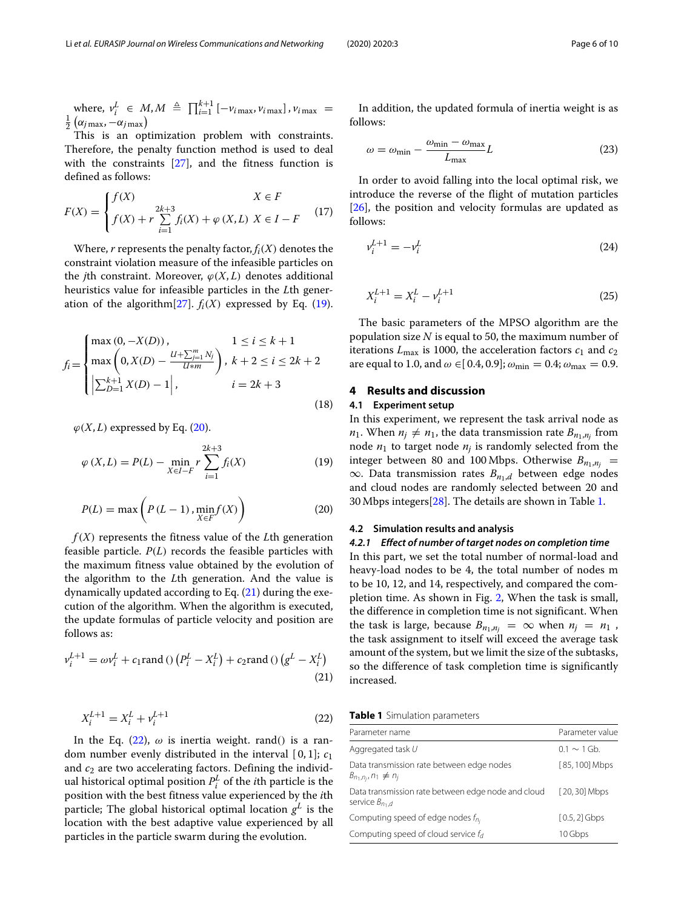where, $v_i^L \in M, M \triangleq \prod_{i=1}^{k+1} [-v_{i\max}, v_{i\max}], v_{i\max} = \frac{1}{2}(\alpha_{j\max}, -\alpha_{j\max})$

This is an optimization problem with constraints. Therefore, the penalty function method is used to deal with the constraints [27], and the fitness function is defined as follows:

$$F(X) = \begin{cases} f(X) & X \in F \\ f(X) + r\sum_{i=1}^{2k+3} f_i(X) + \varphi(X, L) & X \in I - F \end{cases} \tag{17}$$

Where, $r$ represents the penalty factor, $f_i(X)$ denotes the constraint violation measure of the infeasible particles on the $j$th constraint. Moreover, $\varphi(X, L)$ denotes additional heuristics value for infeasible particles in the $L$th generation of the algorithm[27]. $f_i(X)$ expressed by Eq. (19).

$$f_i = \begin{cases} \max(0, -X(D)), & 1 \le i \le k+1 \\ \max\left(0, X(D) - \frac{U + \sum_{j=1}^{m} N_j}{U * m}\right), & k+2 \le i \le 2k+2 \\ \left|\sum_{D=1}^{k+1} X(D) - 1\right|, & i = 2k+3 \end{cases} \tag{18}$$

$\varphi(X, L)$ expressed by Eq. (20).

$$\varphi(X, L) = P(L) - \min_{X \in I-F} r\sum_{i=1}^{2k+3} f_i(X) \tag{19}$$

$$P(L) = \max\left(P(L-1), \min_{X \in F} f(X)\right) \tag{20}$$

$f(X)$ represents the fitness value of the $L$th generation feasible particle. $P(L)$ records the feasible particles with the maximum fitness value obtained by the evolution of the algorithm to the $L$th generation. And the value is dynamically updated according to Eq. (21) during the execution of the algorithm. When the algorithm is executed, the update formulas of particle velocity and position are follows as:

$$v_i^{L+1} = \omega v_i^L + c_1 \mathrm{rand}()\left(P_i^L - X_i^L\right) + c_2 \mathrm{rand}()\left(g^L - X_i^L\right) \tag{21}$$

$$X_i^{L+1} = X_i^L + v_i^{L+1} \tag{22}$$

In the Eq. (22), $\omega$ is inertia weight. rand() is a random number evenly distributed in the interval $[0, 1]$; $c_1$ and $c_2$ are two accelerating factors. Defining the individual historical optimal position $P_i^L$ of the $i$th particle is the position with the best fitness value experienced by the $i$th particle; The global historical optimal location $g^L$ is the location with the best adaptive value experienced by all particles in the particle swarm during the evolution.

In addition, the updated formula of inertia weight is as follows:

$$\omega = \omega_{\min} - \frac{\omega_{\min} - \omega_{\max}}{L_{\max}} L \tag{23}$$

In order to avoid falling into the local optimal risk, we introduce the reverse of the flight of mutation particles [26], the position and velocity formulas are updated as follows:

$$v_i^{L+1} = -v_i^L \tag{24}$$

$$X_i^{L+1} = X_i^L - v_i^{L+1} \tag{25}$$

The basic parameters of the MPSO algorithm are the population size $N$ is equal to 50, the maximum number of iterations $L_{\max}$ is 1000, the acceleration factors $c_1$ and $c_2$ are equal to 1.0, and $\omega \in [0.4, 0.9]$; $\omega_{\min} = 0.4$; $\omega_{\max} = 0.9$.

## 4 Results and discussion

### 4.1 Experiment setup

In this experiment, we represent the task arrival node as $n_1$. When $n_j \ne n_1$, the data transmission rate $B_{n_1,n_j}$ from node $n_1$ to target node $n_j$ is randomly selected from the integer between 80 and 100 Mbps. Otherwise $B_{n_1,n_j} = \infty$. Data transmission rates $B_{n_1,d}$ between edge nodes and cloud nodes are randomly selected between 20 and 30 Mbps integers[28]. The details are shown in Table 1.

### 4.2 Simulation results and analysis

#### *4.2.1 Effect of number of target nodes on completion time*

In this part, we set the total number of normal-load and heavy-load nodes to be 4, the total number of nodes m to be 10, 12, and 14, respectively, and compared the completion time. As shown in Fig. 2, When the task is small, the difference in completion time is not significant. When the task is large, because $B_{n_1,n_j} = \infty$ when $n_j = n_1$, the task assignment to itself will exceed the average task amount of the system, but we limit the size of the subtasks, so the difference of task completion time is significantly increased.

**Table 1** Simulation parameters

| Parameter name | Parameter value |
| --- | --- |
| Aggregated task $U$ | 0.1 ∼ 1 Gb. |
| Data transmission rate between edge nodes $B_{n_1,n_j}, n_1 \ne n_j$ | [85, 100] Mbps |
| Data transmission rate between edge node and cloud service $B_{n_1,d}$ | [20, 30] Mbps |
| Computing speed of edge nodes $f_{n_j}$ | [0.5, 2] Gbps |
| Computing speed of cloud service $f_d$ | 10 Gbps |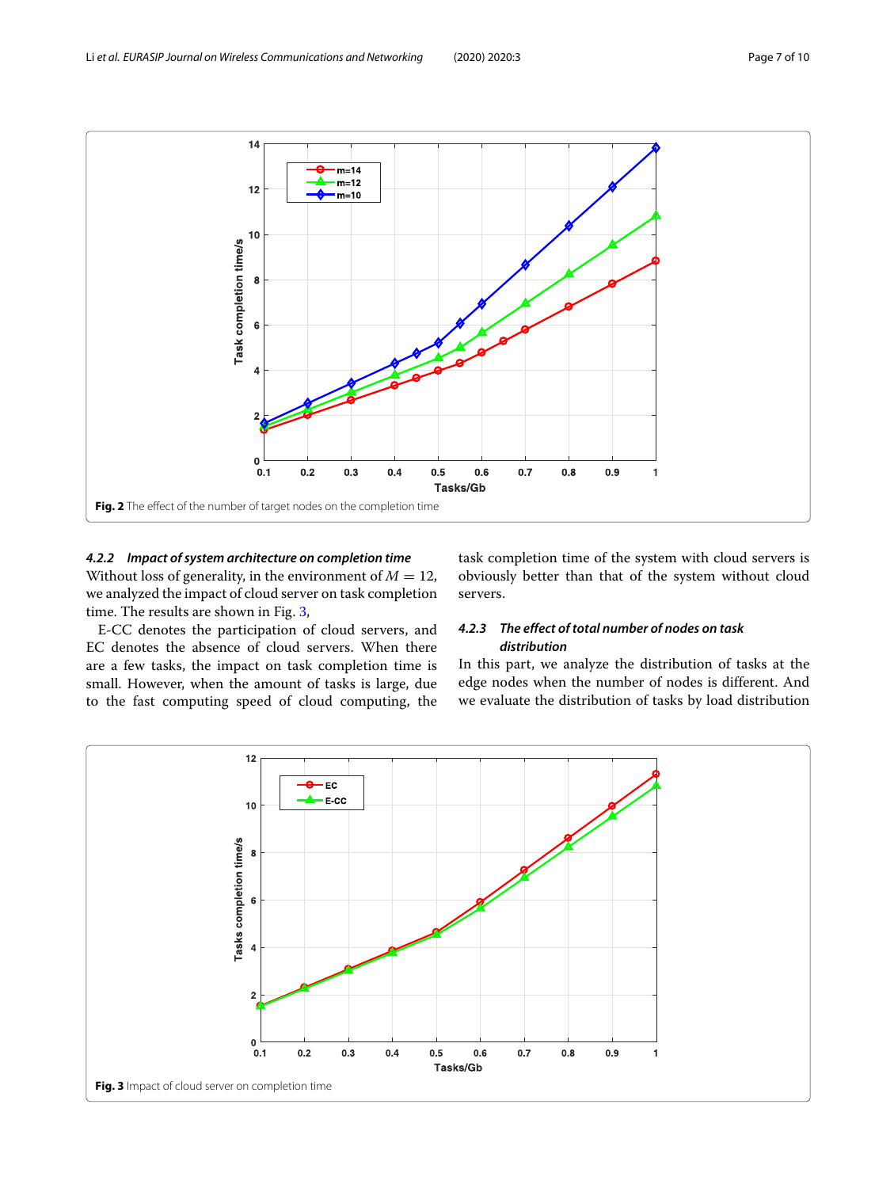Fig. 2 The effect of the number of target nodes on the completion time

#### 4.2.2 Impact of system architecture on completion time

Without loss of generality, in the environment of $M = 12$, we analyzed the impact of cloud server on task completion time. The results are shown in Fig. 3,

E-CC denotes the participation of cloud servers, and EC denotes the absence of cloud servers. When there are a few tasks, the impact on task completion time is small. However, when the amount of tasks is large, due to the fast computing speed of cloud computing, the task completion time of the system with cloud servers is obviously better than that of the system without cloud servers.

#### 4.2.3 The effect of total number of nodes on task distribution

In this part, we analyze the distribution of tasks at the edge nodes when the number of nodes is different. And we evaluate the distribution of tasks by load distribution

Fig. 3 Impact of cloud server on completion time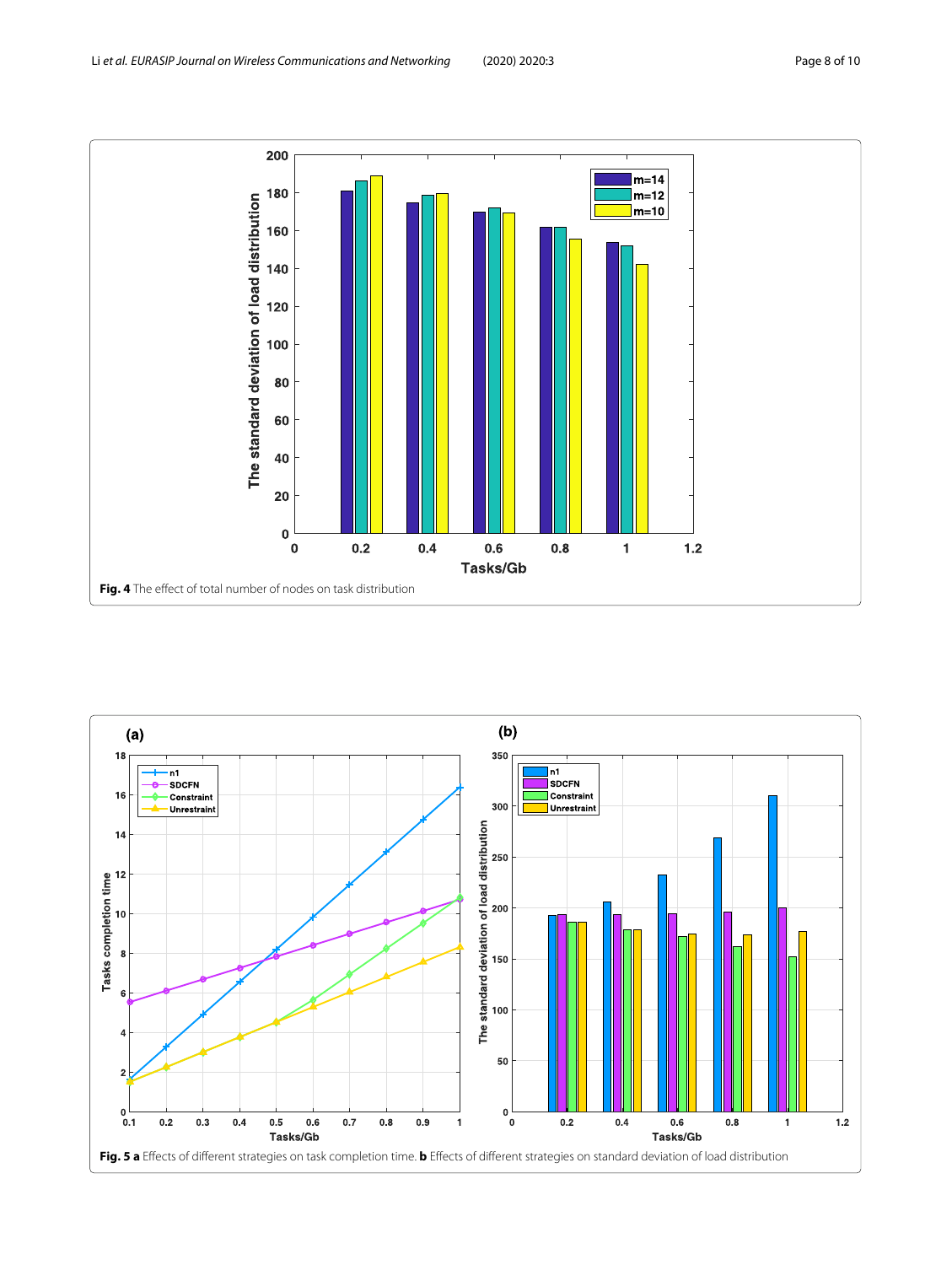**Fig. 4** The effect of total number of nodes on task distribution

**Fig. 5** **a** Effects of different strategies on task completion time. **b** Effects of different strategies on standard deviation of load distribution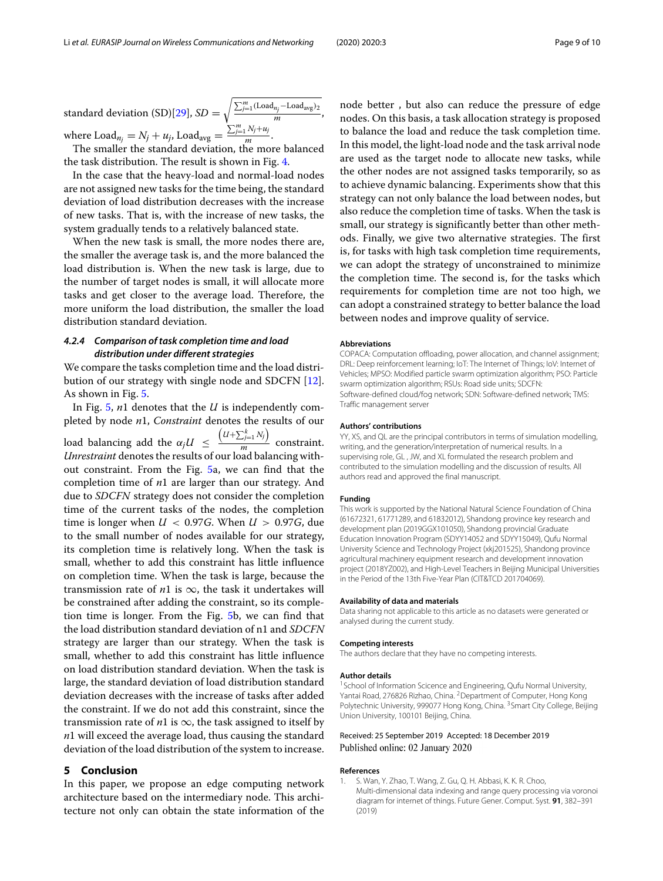standard deviation (SD)[29], $SD = \sqrt{\frac{\sum_{j=1}^{m}(\text{Load}_{n_j} - \text{Load}_{\text{avg}})_2}{m}}$, where $\text{Load}_{n_j} = N_j + u_j$, $\text{Load}_{\text{avg}} = \frac{\sum_{j=1}^{m} N_j + u_j}{m}$.

The smaller the standard deviation, the more balanced the task distribution. The result is shown in Fig. 4.

In the case that the heavy-load and normal-load nodes are not assigned new tasks for the time being, the standard deviation of load distribution decreases with the increase of new tasks. That is, with the increase of new tasks, the system gradually tends to a relatively balanced state.

When the new task is small, the more nodes there are, the smaller the average task is, and the more balanced the load distribution is. When the new task is large, due to the number of target nodes is small, it will allocate more tasks and get closer to the average load. Therefore, the more uniform the load distribution, the smaller the load distribution standard deviation.

#### 4.2.4 Comparison of task completion time and load distribution under different strategies

We compare the tasks completion time and the load distribution of our strategy with single node and SDCFN [12]. As shown in Fig. 5.

In Fig. 5, $n1$ denotes that the $U$ is independently completed by node $n1$, *Constraint* denotes the results of our load balancing add the $\alpha_j U \leq \frac{\left(U+\sum_{j=1}^{k} N_j\right)}{m}$ constraint. *Unrestraint* denotes the results of our load balancing without constraint. From the Fig. 5a, we can find that the completion time of $n1$ are larger than our strategy. And due to *SDCFN* strategy does not consider the completion time of the current tasks of the nodes, the completion time is longer when $U < 0.97G$. When $U > 0.97G$, due to the small number of nodes available for our strategy, its completion time is relatively long. When the task is small, whether to add this constraint has little influence on completion time. When the task is large, because the transmission rate of $n1$ is $\infty$, the task it undertakes will be constrained after adding the constraint, so its completion time is longer. From the Fig. 5b, we can find that the load distribution standard deviation of n1 and *SDCFN* strategy are larger than our strategy. When the task is small, whether to add this constraint has little influence on load distribution standard deviation. When the task is large, the standard deviation of load distribution standard deviation decreases with the increase of tasks after added the constraint. If we do not add this constraint, since the transmission rate of $n1$ is $\infty$, the task assigned to itself by $n1$ will exceed the average load, thus causing the standard deviation of the load distribution of the system to increase.

## 5 Conclusion

In this paper, we propose an edge computing network architecture based on the intermediary node. This architecture not only can obtain the state information of the node better , but also can reduce the pressure of edge nodes. On this basis, a task allocation strategy is proposed to balance the load and reduce the task completion time. In this model, the light-load node and the task arrival node are used as the target node to allocate new tasks, while the other nodes are not assigned tasks temporarily, so as to achieve dynamic balancing. Experiments show that this strategy can not only balance the load between nodes, but also reduce the completion time of tasks. When the task is small, our strategy is significantly better than other methods. Finally, we give two alternative strategies. The first is, for tasks with high task completion time requirements, we can adopt the strategy of unconstrained to minimize the completion time. The second is, for the tasks which requirements for completion time are not too high, we can adopt a constrained strategy to better balance the load between nodes and improve quality of service.

**Abbreviations**

COPACA: Computation offloading, power allocation, and channel assignment; DRL: Deep reinforcement learning; IoT: The Internet of Things; IoV: Internet of Vehicles; MPSO: Modified particle swarm optimization algorithm; PSO: Particle swarm optimization algorithm; RSUs: Road side units; SDCFN: Software-defined cloud/fog network; SDN: Software-defined network; TMS: Traffic management server

**Authors' contributions**

YY, XS, and QL are the principal contributors in terms of simulation modelling, writing, and the generation/interpretation of numerical results. In a supervising role, GL , JW, and XL formulated the research problem and contributed to the simulation modelling and the discussion of results. All authors read and approved the final manuscript.

**Funding**

This work is supported by the National Natural Science Foundation of China (61672321, 61771289, and 61832012), Shandong province key research and development plan (2019GGX101050), Shandong provincial Graduate Education Innovation Program (SDYY14052 and SDYY15049), Qufu Normal University Science and Technology Project (xkj201525), Shandong province agricultural machinery equipment research and development innovation project (2018YZ002), and High-Level Teachers in Beijing Municipal Universities in the Period of the 13th Five-Year Plan (CIT&TCD 201704069).

**Availability of data and materials**

Data sharing not applicable to this article as no datasets were generated or analysed during the current study.

**Competing interests**

The authors declare that they have no competing interests.

**Author details**

[1]School of Information Scicence and Engineering, Qufu Normal University, Yantai Road, 276826 Rizhao, China. [2]Department of Computer, Hong Kong Polytechnic University, 999077 Hong Kong, China. [3]Smart City College, Beijing Union University, 100101 Beijing, China.

Received: 25 September 2019 Accepted: 18 December 2019
Published online: 02 January 2020

**References**

1. S. Wan, Y. Zhao, T. Wang, Z. Gu, Q. H. Abbasi, K. K. R. Choo, Multi-dimensional data indexing and range query processing via voronoi diagram for internet of things. Future Gener. Comput. Syst. **91**, 382–391 (2019)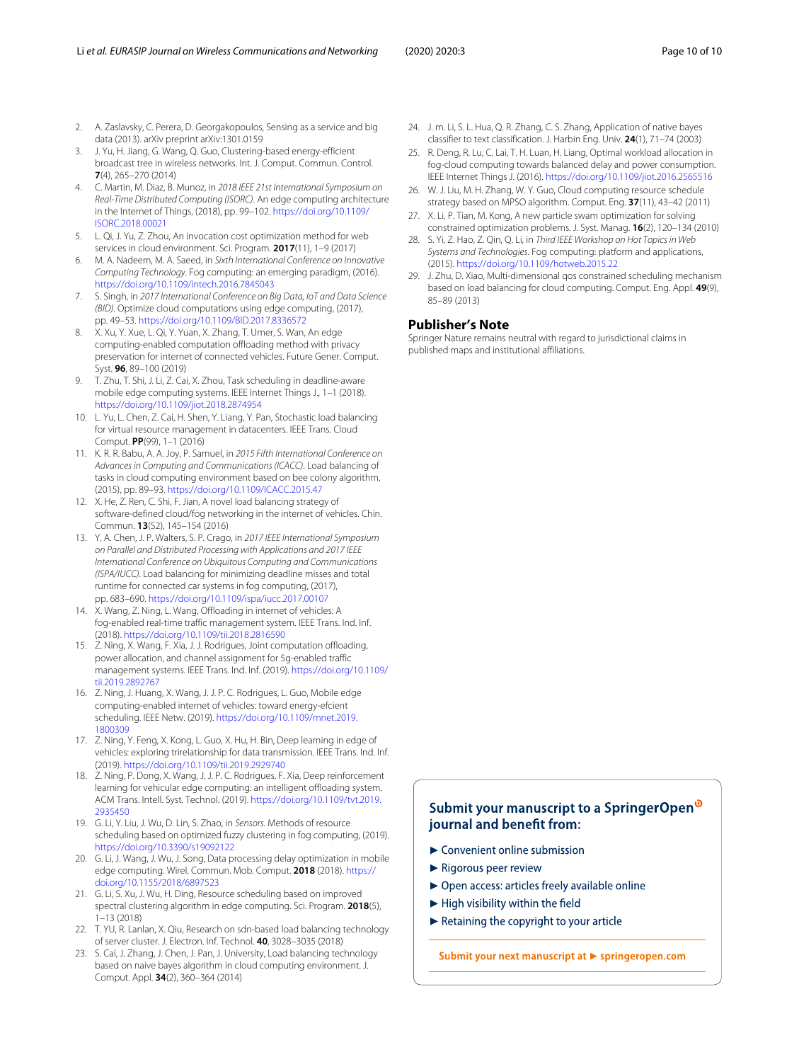2. A. Zaslavsky, C. Perera, D. Georgakopoulos, Sensing as a service and big data (2013). arXiv preprint arXiv:1301.0159
3. J. Yu, H. Jiang, G. Wang, Q. Guo, Clustering-based energy-efficient broadcast tree in wireless networks. Int. J. Comput. Commun. Control. **7**(4), 265–270 (2014)
4. C. Martin, M. Diaz, B. Munoz, in *2018 IEEE 21st International Symposium on Real-Time Distributed Computing (ISORC)*. An edge computing architecture in the Internet of Things, (2018), pp. 99–102. https://doi.org/10.1109/ISORC.2018.00021
5. L. Qi, J. Yu, Z. Zhou, An invocation cost optimization method for web services in cloud environment. Sci. Program. **2017**(11), 1–9 (2017)
6. M. A. Nadeem, M. A. Saeed, in *Sixth International Conference on Innovative Computing Technology*. Fog computing: an emerging paradigm, (2016). https://doi.org/10.1109/intech.2016.7845043
7. S. Singh, in *2017 International Conference on Big Data, IoT and Data Science (BID)*. Optimize cloud computations using edge computing, (2017), pp. 49–53. https://doi.org/10.1109/BID.2017.8336572
8. X. Xu, Y. Xue, L. Qi, Y. Yuan, X. Zhang, T. Umer, S. Wan, An edge computing-enabled computation offloading method with privacy preservation for internet of connected vehicles. Future Gener. Comput. Syst. **96**, 89–100 (2019)
9. T. Zhu, T. Shi, J. Li, Z. Cai, X. Zhou, Task scheduling in deadline-aware mobile edge computing systems. IEEE Internet Things J., 1–1 (2018). https://doi.org/10.1109/jiot.2018.2874954
10. L. Yu, L. Chen, Z. Cai, H. Shen, Y. Liang, Y. Pan, Stochastic load balancing for virtual resource management in datacenters. IEEE Trans. Cloud Comput. **PP**(99), 1–1 (2016)
11. K. R. R. Babu, A. A. Joy, P. Samuel, in *2015 Fifth International Conference on Advances in Computing and Communications (ICACC)*. Load balancing of tasks in cloud computing environment based on bee colony algorithm, (2015), pp. 89–93. https://doi.org/10.1109/ICACC.2015.47
12. X. He, Z. Ren, C. Shi, F. Jian, A novel load balancing strategy of software-defined cloud/fog networking in the internet of vehicles. Chin. Commun. **13**(S2), 145–154 (2016)
13. Y. A. Chen, J. P. Walters, S. P. Crago, in *2017 IEEE International Symposium on Parallel and Distributed Processing with Applications and 2017 IEEE International Conference on Ubiquitous Computing and Communications (ISPA/IUCC)*. Load balancing for minimizing deadline misses and total runtime for connected car systems in fog computing, (2017), pp. 683–690. https://doi.org/10.1109/ispa/iucc.2017.00107
14. X. Wang, Z. Ning, L. Wang, Offloading in internet of vehicles: A fog-enabled real-time traffic management system. IEEE Trans. Ind. Inf. (2018). https://doi.org/10.1109/tii.2018.2816590
15. Z. Ning, X. Wang, F. Xia, J. J. Rodrigues, Joint computation offloading, power allocation, and channel assignment for 5g-enabled traffic management systems. IEEE Trans. Ind. Inf. (2019). https://doi.org/10.1109/tii.2019.2892767
16. Z. Ning, J. Huang, X. Wang, J. J. P. C. Rodrigues, L. Guo, Mobile edge computing-enabled internet of vehicles: toward energy-efcient scheduling. IEEE Netw. (2019). https://doi.org/10.1109/mnet.2019.1800309
17. Z. Ning, Y. Feng, X. Kong, L. Guo, X. Hu, H. Bin, Deep learning in edge of vehicles: exploring trirelationship for data transmission. IEEE Trans. Ind. Inf. (2019). https://doi.org/10.1109/tii.2019.2929740
18. Z. Ning, P. Dong, X. Wang, J. J. P. C. Rodrigues, F. Xia, Deep reinforcement learning for vehicular edge computing: an intelligent offloading system. ACM Trans. Intell. Syst. Technol. (2019). https://doi.org/10.1109/tvt.2019.2935450
19. G. Li, Y. Liu, J. Wu, D. Lin, S. Zhao, in *Sensors*. Methods of resource scheduling based on optimized fuzzy clustering in fog computing, (2019). https://doi.org/10.3390/s19092122
20. G. Li, J. Wang, J. Wu, J. Song, Data processing delay optimization in mobile edge computing. Wirel. Commun. Mob. Comput. **2018** (2018). https://doi.org/10.1155/2018/6897523
21. G. Li, S. Xu, J. Wu, H. Ding, Resource scheduling based on improved spectral clustering algorithm in edge computing. Sci. Program. **2018**(5), 1–13 (2018)
22. T. YU, R. Lanlan, X. Qiu, Research on sdn-based load balancing technology of server cluster. J. Electron. Inf. Technol. **40**, 3028–3035 (2018)
23. S. Cai, J. Zhang, J. Chen, J. Pan, J. University, Load balancing technology based on naive bayes algorithm in cloud computing environment. J. Comput. Appl. **34**(2), 360–364 (2014)
24. J. m. Li, S. L. Hua, Q. R. Zhang, C. S. Zhang, Application of native bayes classifier to text classification. J. Harbin Eng. Univ. **24**(1), 71–74 (2003)
25. R. Deng, R. Lu, C. Lai, T. H. Luan, H. Liang, Optimal workload allocation in fog-cloud computing towards balanced delay and power consumption. IEEE Internet Things J. (2016). https://doi.org/10.1109/jiot.2016.2565516
26. W. J. Liu, M. H. Zhang, W. Y. Guo, Cloud computing resource schedule strategy based on MPSO algorithm. Comput. Eng. **37**(11), 43–42 (2011)
27. X. Li, P. Tian, M. Kong, A new particle swam optimization for solving constrained optimization problems. J. Syst. Manag. **16**(2), 120–134 (2010)
28. S. Yi, Z. Hao, Z. Qin, Q. Li, in *Third IEEE Workshop on Hot Topics in Web Systems and Technologies*. Fog computing: platform and applications, (2015). https://doi.org/10.1109/hotweb.2015.22
29. J. Zhu, D. Xiao, Multi-dimensional qos constrained scheduling mechanism based on load balancing for cloud computing. Comput. Eng. Appl. **49**(9), 85–89 (2013)

## Publisher's Note

Springer Nature remains neutral with regard to jurisdictional claims in published maps and institutional affiliations.

**Submit your manuscript to a SpringerOpen journal and benefit from:**

- Convenient online submission
- Rigorous peer review
- Open access: articles freely available online
- High visibility within the field
- Retaining the copyright to your article

**Submit your next manuscript at ► springeropen.com**